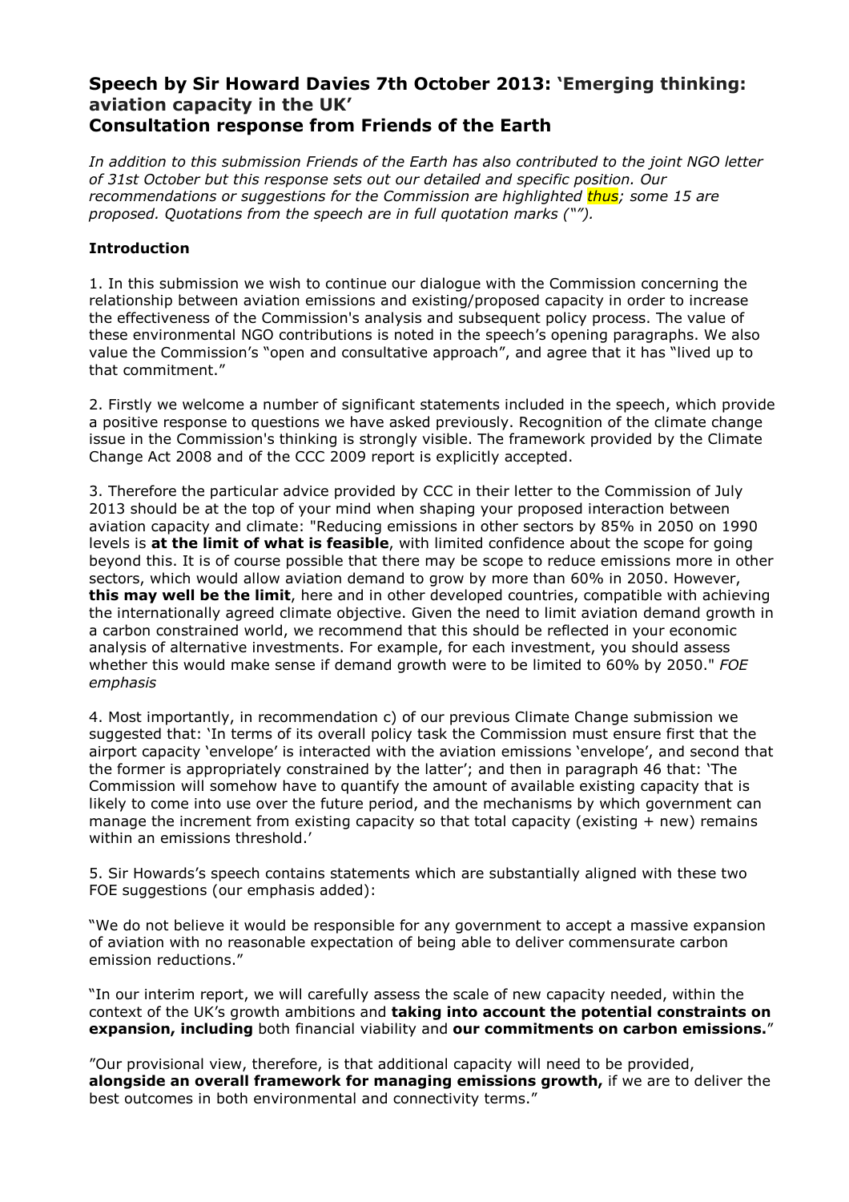# Speech by Sir Howard Davies 7th October 2013: 'Emerging thinking: aviation capacity in the UK'
# Consultation response from Friends of the Earth

*In addition to this submission Friends of the Earth has also contributed to the joint NGO letter of 31st October but this response sets out our detailed and specific position. Our recommendations or suggestions for the Commission are highlighted thus; some 15 are proposed. Quotations from the speech are in full quotation marks ("").*

### Introduction

1. In this submission we wish to continue our dialogue with the Commission concerning the relationship between aviation emissions and existing/proposed capacity in order to increase the effectiveness of the Commission's analysis and subsequent policy process. The value of these environmental NGO contributions is noted in the speech's opening paragraphs. We also value the Commission's "open and consultative approach", and agree that it has "lived up to that commitment."

2. Firstly we welcome a number of significant statements included in the speech, which provide a positive response to questions we have asked previously. Recognition of the climate change issue in the Commission's thinking is strongly visible. The framework provided by the Climate Change Act 2008 and of the CCC 2009 report is explicitly accepted.

3. Therefore the particular advice provided by CCC in their letter to the Commission of July 2013 should be at the top of your mind when shaping your proposed interaction between aviation capacity and climate: "Reducing emissions in other sectors by 85% in 2050 on 1990 levels is **at the limit of what is feasible**, with limited confidence about the scope for going beyond this. It is of course possible that there may be scope to reduce emissions more in other sectors, which would allow aviation demand to grow by more than 60% in 2050. However, **this may well be the limit**, here and in other developed countries, compatible with achieving the internationally agreed climate objective. Given the need to limit aviation demand growth in a carbon constrained world, we recommend that this should be reflected in your economic analysis of alternative investments. For example, for each investment, you should assess whether this would make sense if demand growth were to be limited to 60% by 2050." *FOE emphasis*

4. Most importantly, in recommendation c) of our previous Climate Change submission we suggested that: 'In terms of its overall policy task the Commission must ensure first that the airport capacity 'envelope' is interacted with the aviation emissions 'envelope', and second that the former is appropriately constrained by the latter'; and then in paragraph 46 that: 'The Commission will somehow have to quantify the amount of available existing capacity that is likely to come into use over the future period, and the mechanisms by which government can manage the increment from existing capacity so that total capacity (existing + new) remains within an emissions threshold.'

5. Sir Howards's speech contains statements which are substantially aligned with these two FOE suggestions (our emphasis added):

"We do not believe it would be responsible for any government to accept a massive expansion of aviation with no reasonable expectation of being able to deliver commensurate carbon emission reductions."

"In our interim report, we will carefully assess the scale of new capacity needed, within the context of the UK's growth ambitions and **taking into account the potential constraints on expansion, including** both financial viability and **our commitments on carbon emissions.**"

"Our provisional view, therefore, is that additional capacity will need to be provided, **alongside an overall framework for managing emissions growth,** if we are to deliver the best outcomes in both environmental and connectivity terms."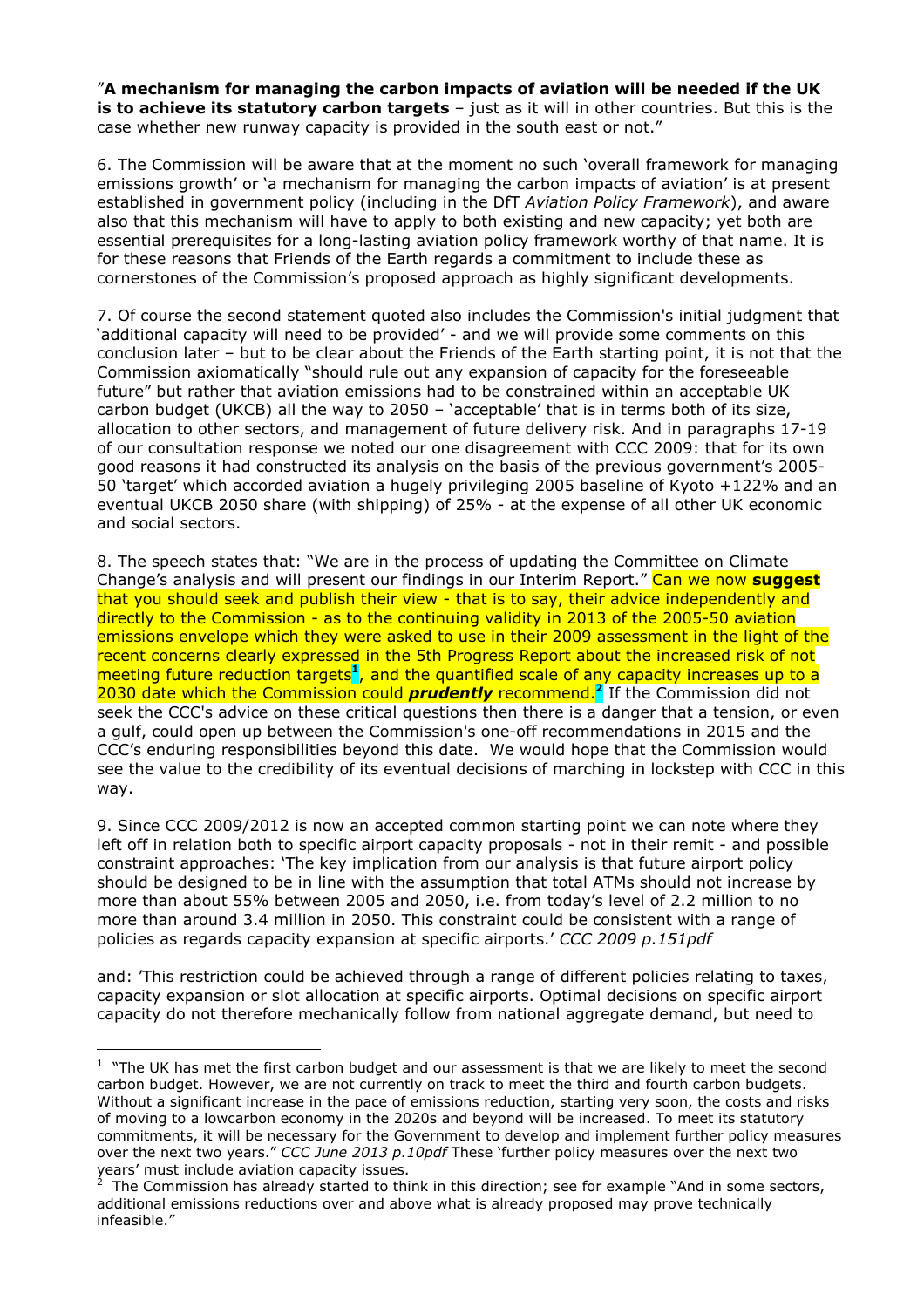"**A mechanism for managing the carbon impacts of aviation will be needed if the UK is to achieve its statutory carbon targets** – just as it will in other countries. But this is the case whether new runway capacity is provided in the south east or not."

6. The Commission will be aware that at the moment no such 'overall framework for managing emissions growth' or 'a mechanism for managing the carbon impacts of aviation' is at present established in government policy (including in the DfT *Aviation Policy Framework*), and aware also that this mechanism will have to apply to both existing and new capacity; yet both are essential prerequisites for a long-lasting aviation policy framework worthy of that name. It is for these reasons that Friends of the Earth regards a commitment to include these as cornerstones of the Commission's proposed approach as highly significant developments.

7. Of course the second statement quoted also includes the Commission's initial judgment that 'additional capacity will need to be provided' - and we will provide some comments on this conclusion later – but to be clear about the Friends of the Earth starting point, it is not that the Commission axiomatically "should rule out any expansion of capacity for the foreseeable future" but rather that aviation emissions had to be constrained within an acceptable UK carbon budget (UKCB) all the way to 2050 – 'acceptable' that is in terms both of its size, allocation to other sectors, and management of future delivery risk. And in paragraphs 17-19 of our consultation response we noted our one disagreement with CCC 2009: that for its own good reasons it had constructed its analysis on the basis of the previous government's 2005-50 'target' which accorded aviation a hugely privileging 2005 baseline of Kyoto +122% and an eventual UKCB 2050 share (with shipping) of 25% - at the expense of all other UK economic and social sectors.

8. The speech states that: "We are in the process of updating the Committee on Climate Change's analysis and will present our findings in our Interim Report." Can we now **suggest** that you should seek and publish their view - that is to say, their advice independently and directly to the Commission - as to the continuing validity in 2013 of the 2005-50 aviation emissions envelope which they were asked to use in their 2009 assessment in the light of the recent concerns clearly expressed in the 5th Progress Report about the increased risk of not meeting future reduction targets[1], and the quantified scale of any capacity increases up to a 2030 date which the Commission could ***prudently*** recommend.[2] If the Commission did not seek the CCC's advice on these critical questions then there is a danger that a tension, or even a gulf, could open up between the Commission's one-off recommendations in 2015 and the CCC's enduring responsibilities beyond this date. We would hope that the Commission would see the value to the credibility of its eventual decisions of marching in lockstep with CCC in this way.

9. Since CCC 2009/2012 is now an accepted common starting point we can note where they left off in relation both to specific airport capacity proposals - not in their remit - and possible constraint approaches: 'The key implication from our analysis is that future airport policy should be designed to be in line with the assumption that total ATMs should not increase by more than about 55% between 2005 and 2050, i.e. from today's level of 2.2 million to no more than around 3.4 million in 2050. This constraint could be consistent with a range of policies as regards capacity expansion at specific airports.' *CCC 2009 p.151pdf*

and: 'This restriction could be achieved through a range of different policies relating to taxes, capacity expansion or slot allocation at specific airports. Optimal decisions on specific airport capacity do not therefore mechanically follow from national aggregate demand, but need to

---

[1] "The UK has met the first carbon budget and our assessment is that we are likely to meet the second carbon budget. However, we are not currently on track to meet the third and fourth carbon budgets. Without a significant increase in the pace of emissions reduction, starting very soon, the costs and risks of moving to a lowcarbon economy in the 2020s and beyond will be increased. To meet its statutory commitments, it will be necessary for the Government to develop and implement further policy measures over the next two years." *CCC June 2013 p.10pdf* These 'further policy measures over the next two years' must include aviation capacity issues.

[2] The Commission has already started to think in this direction; see for example "And in some sectors, additional emissions reductions over and above what is already proposed may prove technically infeasible."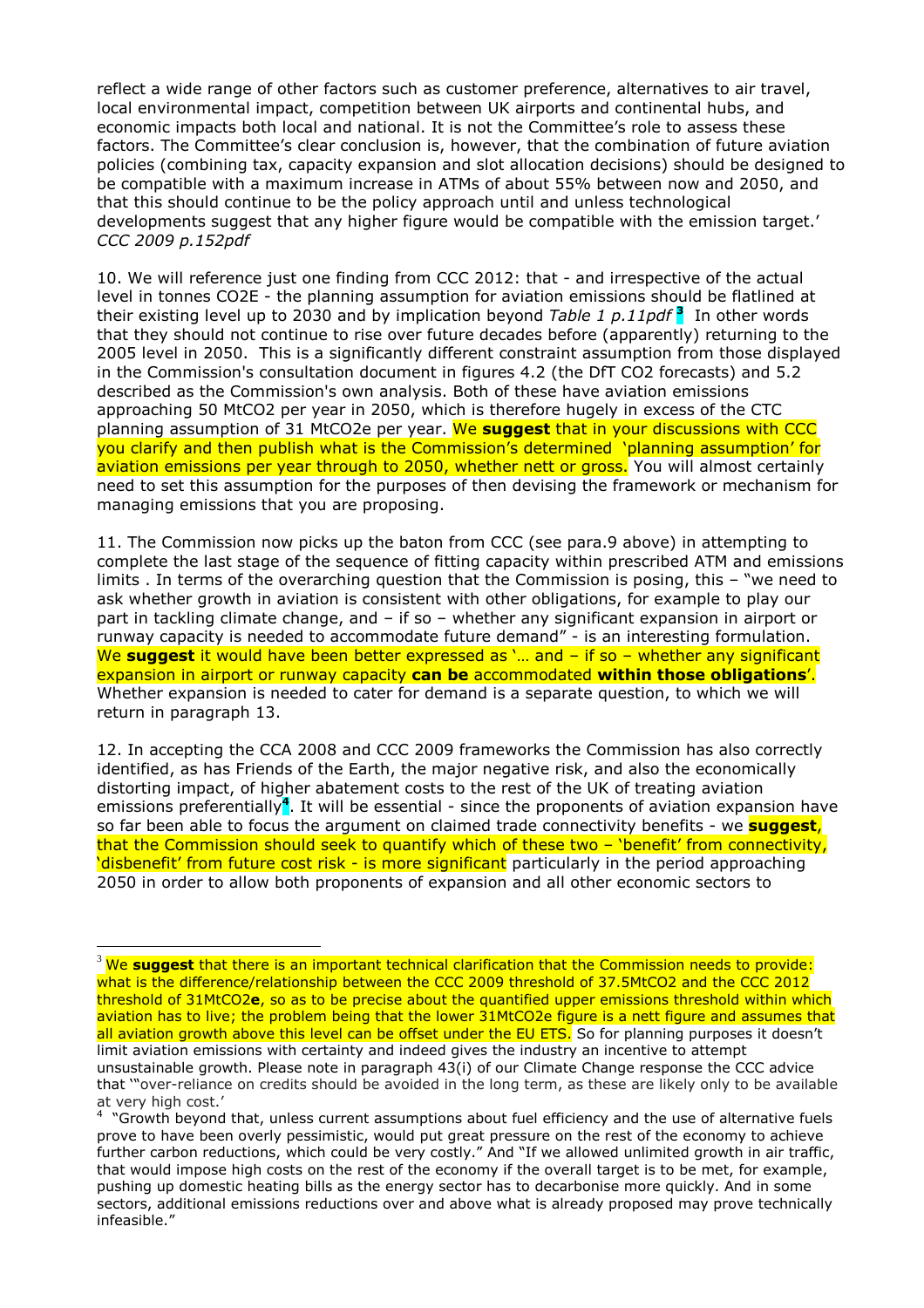reflect a wide range of other factors such as customer preference, alternatives to air travel, local environmental impact, competition between UK airports and continental hubs, and economic impacts both local and national. It is not the Committee's role to assess these factors. The Committee's clear conclusion is, however, that the combination of future aviation policies (combining tax, capacity expansion and slot allocation decisions) should be designed to be compatible with a maximum increase in ATMs of about 55% between now and 2050, and that this should continue to be the policy approach until and unless technological developments suggest that any higher figure would be compatible with the emission target.' *CCC 2009 p.152pdf*

10. We will reference just one finding from CCC 2012: that - and irrespective of the actual level in tonnes CO2E - the planning assumption for aviation emissions should be flatlined at their existing level up to 2030 and by implication beyond *Table 1 p.11pdf* [3] In other words that they should not continue to rise over future decades before (apparently) returning to the 2005 level in 2050. This is a significantly different constraint assumption from those displayed in the Commission's consultation document in figures 4.2 (the DfT CO2 forecasts) and 5.2 described as the Commission's own analysis. Both of these have aviation emissions approaching 50 MtCO2 per year in 2050, which is therefore hugely in excess of the CTC planning assumption of 31 MtCO2e per year. We **suggest** that in your discussions with CCC you clarify and then publish what is the Commission's determined 'planning assumption' for aviation emissions per year through to 2050, whether nett or gross. You will almost certainly need to set this assumption for the purposes of then devising the framework or mechanism for managing emissions that you are proposing.

11. The Commission now picks up the baton from CCC (see para.9 above) in attempting to complete the last stage of the sequence of fitting capacity within prescribed ATM and emissions limits . In terms of the overarching question that the Commission is posing, this – "we need to ask whether growth in aviation is consistent with other obligations, for example to play our part in tackling climate change, and – if so – whether any significant expansion in airport or runway capacity is needed to accommodate future demand" - is an interesting formulation. We **suggest** it would have been better expressed as '… and – if so – whether any significant expansion in airport or runway capacity **can be** accommodated **within those obligations**'. Whether expansion is needed to cater for demand is a separate question, to which we will return in paragraph 13.

12. In accepting the CCA 2008 and CCC 2009 frameworks the Commission has also correctly identified, as has Friends of the Earth, the major negative risk, and also the economically distorting impact, of higher abatement costs to the rest of the UK of treating aviation emissions preferentially[4]. It will be essential - since the proponents of aviation expansion have so far been able to focus the argument on claimed trade connectivity benefits - we **suggest**, that the Commission should seek to quantify which of these two – 'benefit' from connectivity, 'disbenefit' from future cost risk - is more significant particularly in the period approaching 2050 in order to allow both proponents of expansion and all other economic sectors to

---

[3] We **suggest** that there is an important technical clarification that the Commission needs to provide: what is the difference/relationship between the CCC 2009 threshold of 37.5MtCO2 and the CCC 2012 threshold of 31MtCO2**e**, so as to be precise about the quantified upper emissions threshold within which aviation has to live; the problem being that the lower 31MtCO2e figure is a nett figure and assumes that all aviation growth above this level can be offset under the EU ETS. So for planning purposes it doesn't limit aviation emissions with certainty and indeed gives the industry an incentive to attempt unsustainable growth. Please note in paragraph 43(i) of our Climate Change response the CCC advice that '"over-reliance on credits should be avoided in the long term, as these are likely only to be available at very high cost.'

[4] "Growth beyond that, unless current assumptions about fuel efficiency and the use of alternative fuels prove to have been overly pessimistic, would put great pressure on the rest of the economy to achieve further carbon reductions, which could be very costly." And "If we allowed unlimited growth in air traffic, that would impose high costs on the rest of the economy if the overall target is to be met, for example, pushing up domestic heating bills as the energy sector has to decarbonise more quickly. And in some sectors, additional emissions reductions over and above what is already proposed may prove technically infeasible."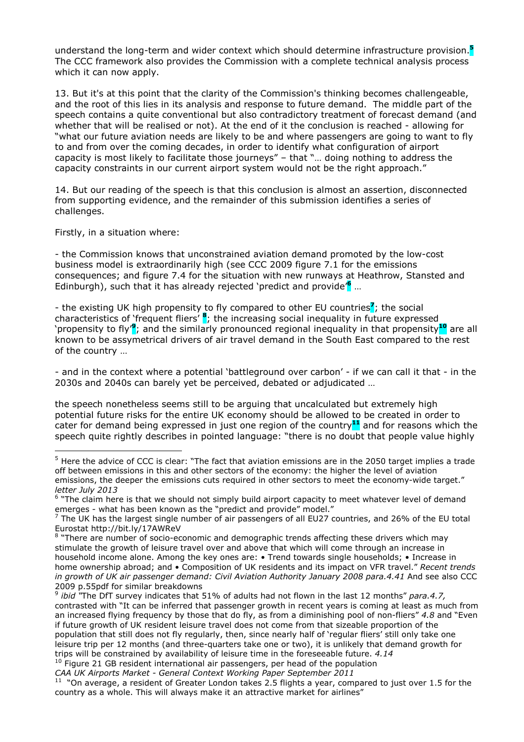understand the long-term and wider context which should determine infrastructure provision.[5] The CCC framework also provides the Commission with a complete technical analysis process which it can now apply.

13. But it's at this point that the clarity of the Commission's thinking becomes challengeable, and the root of this lies in its analysis and response to future demand. The middle part of the speech contains a quite conventional but also contradictory treatment of forecast demand (and whether that will be realised or not). At the end of it the conclusion is reached - allowing for "what our future aviation needs are likely to be and where passengers are going to want to fly to and from over the coming decades, in order to identify what configuration of airport capacity is most likely to facilitate those journeys" – that "… doing nothing to address the capacity constraints in our current airport system would not be the right approach."

14. But our reading of the speech is that this conclusion is almost an assertion, disconnected from supporting evidence, and the remainder of this submission identifies a series of challenges.

Firstly, in a situation where:

- the Commission knows that unconstrained aviation demand promoted by the low-cost business model is extraordinarily high (see CCC 2009 figure 7.1 for the emissions consequences; and figure 7.4 for the situation with new runways at Heathrow, Stansted and Edinburgh), such that it has already rejected 'predict and provide'[6] …

- the existing UK high propensity to fly compared to other EU countries[7]; the social characteristics of 'frequent fliers' [8]; the increasing social inequality in future expressed 'propensity to fly'[9]; and the similarly pronounced regional inequality in that propensity[10] are all known to be assymetrical drivers of air travel demand in the South East compared to the rest of the country …

- and in the context where a potential 'battleground over carbon' - if we can call it that - in the 2030s and 2040s can barely yet be perceived, debated or adjudicated …

the speech nonetheless seems still to be arguing that uncalculated but extremely high potential future risks for the entire UK economy should be allowed to be created in order to cater for demand being expressed in just one region of the country[11] and for reasons which the speech quite rightly describes in pointed language: "there is no doubt that people value highly

---

[5] Here the advice of CCC is clear: "The fact that aviation emissions are in the 2050 target implies a trade off between emissions in this and other sectors of the economy: the higher the level of aviation emissions, the deeper the emissions cuts required in other sectors to meet the economy-wide target." *letter July 2013*

[6] "The claim here is that we should not simply build airport capacity to meet whatever level of demand emerges - what has been known as the "predict and provide" model."

[7] The UK has the largest single number of air passengers of all EU27 countries, and 26% of the EU total Eurostat http://bit.ly/17AWReV

[8] "There are number of socio-economic and demographic trends affecting these drivers which may stimulate the growth of leisure travel over and above that which will come through an increase in household income alone. Among the key ones are: • Trend towards single households; • Increase in home ownership abroad; and • Composition of UK residents and its impact on VFR travel." *Recent trends in growth of UK air passenger demand: Civil Aviation Authority January 2008 para.4.41* And see also CCC 2009 p.55pdf for similar breakdowns

[9] *ibid* "The DfT survey indicates that 51% of adults had not flown in the last 12 months" *para.4.7,* contrasted with "It can be inferred that passenger growth in recent years is coming at least as much from an increased flying frequency by those that do fly, as from a diminishing pool of non-fliers" *4.8* and "Even if future growth of UK resident leisure travel does not come from that sizeable proportion of the population that still does not fly regularly, then, since nearly half of 'regular fliers' still only take one leisure trip per 12 months (and three-quarters take one or two), it is unlikely that demand growth for trips will be constrained by availability of leisure time in the foreseeable future. *4.14*

[10] Figure 21 GB resident international air passengers, per head of the population *CAA UK Airports Market - General Context Working Paper September 2011*

[11] "On average, a resident of Greater London takes 2.5 flights a year, compared to just over 1.5 for the country as a whole. This will always make it an attractive market for airlines"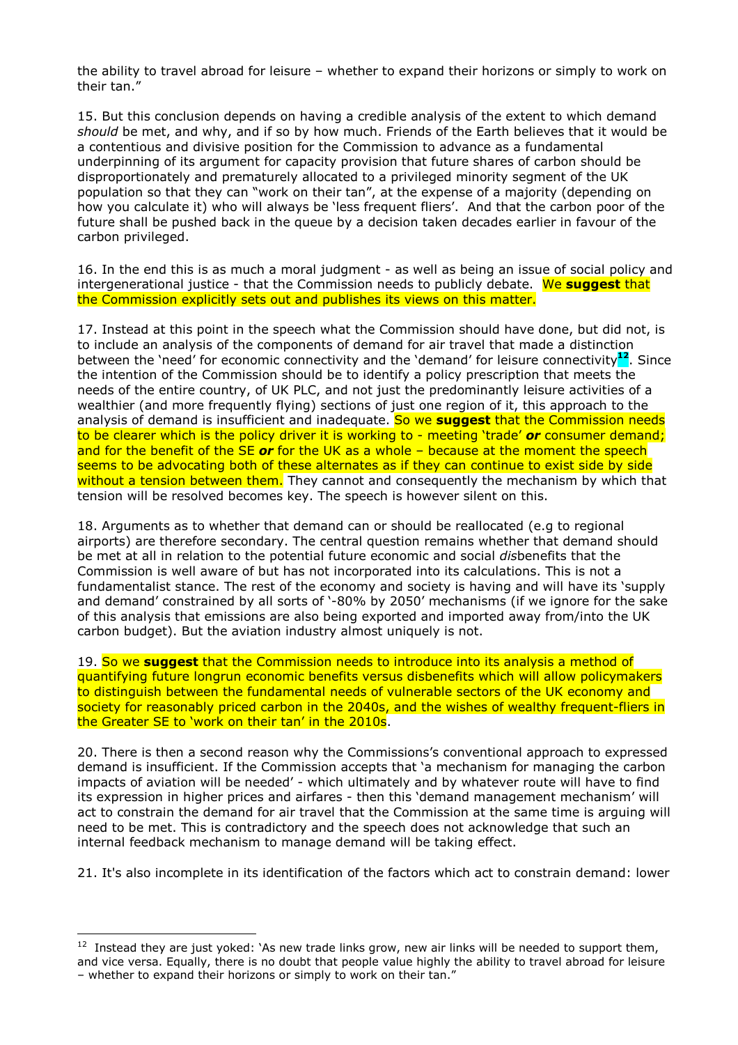the ability to travel abroad for leisure – whether to expand their horizons or simply to work on their tan."

15. But this conclusion depends on having a credible analysis of the extent to which demand *should* be met, and why, and if so by how much. Friends of the Earth believes that it would be a contentious and divisive position for the Commission to advance as a fundamental underpinning of its argument for capacity provision that future shares of carbon should be disproportionately and prematurely allocated to a privileged minority segment of the UK population so that they can "work on their tan", at the expense of a majority (depending on how you calculate it) who will always be 'less frequent fliers'. And that the carbon poor of the future shall be pushed back in the queue by a decision taken decades earlier in favour of the carbon privileged.

16. In the end this is as much a moral judgment - as well as being an issue of social policy and intergenerational justice - that the Commission needs to publicly debate. We **suggest** that the Commission explicitly sets out and publishes its views on this matter.

17. Instead at this point in the speech what the Commission should have done, but did not, is to include an analysis of the components of demand for air travel that made a distinction between the 'need' for economic connectivity and the 'demand' for leisure connectivity[12]. Since the intention of the Commission should be to identify a policy prescription that meets the needs of the entire country, of UK PLC, and not just the predominantly leisure activities of a wealthier (and more frequently flying) sections of just one region of it, this approach to the analysis of demand is insufficient and inadequate. So we **suggest** that the Commission needs to be clearer which is the policy driver it is working to - meeting 'trade' ***or*** consumer demand; and for the benefit of the SE ***or*** for the UK as a whole – because at the moment the speech seems to be advocating both of these alternates as if they can continue to exist side by side without a tension between them. They cannot and consequently the mechanism by which that tension will be resolved becomes key. The speech is however silent on this.

18. Arguments as to whether that demand can or should be reallocated (e.g to regional airports) are therefore secondary. The central question remains whether that demand should be met at all in relation to the potential future economic and social *dis*benefits that the Commission is well aware of but has not incorporated into its calculations. This is not a fundamentalist stance. The rest of the economy and society is having and will have its 'supply and demand' constrained by all sorts of '-80% by 2050' mechanisms (if we ignore for the sake of this analysis that emissions are also being exported and imported away from/into the UK carbon budget). But the aviation industry almost uniquely is not.

19. So we **suggest** that the Commission needs to introduce into its analysis a method of quantifying future longrun economic benefits versus disbenefits which will allow policymakers to distinguish between the fundamental needs of vulnerable sectors of the UK economy and society for reasonably priced carbon in the 2040s, and the wishes of wealthy frequent-fliers in the Greater SE to 'work on their tan' in the 2010s.

20. There is then a second reason why the Commissions's conventional approach to expressed demand is insufficient. If the Commission accepts that 'a mechanism for managing the carbon impacts of aviation will be needed' - which ultimately and by whatever route will have to find its expression in higher prices and airfares - then this 'demand management mechanism' will act to constrain the demand for air travel that the Commission at the same time is arguing will need to be met. This is contradictory and the speech does not acknowledge that such an internal feedback mechanism to manage demand will be taking effect.

21. It's also incomplete in its identification of the factors which act to constrain demand: lower

---

[12] Instead they are just yoked: 'As new trade links grow, new air links will be needed to support them, and vice versa. Equally, there is no doubt that people value highly the ability to travel abroad for leisure – whether to expand their horizons or simply to work on their tan."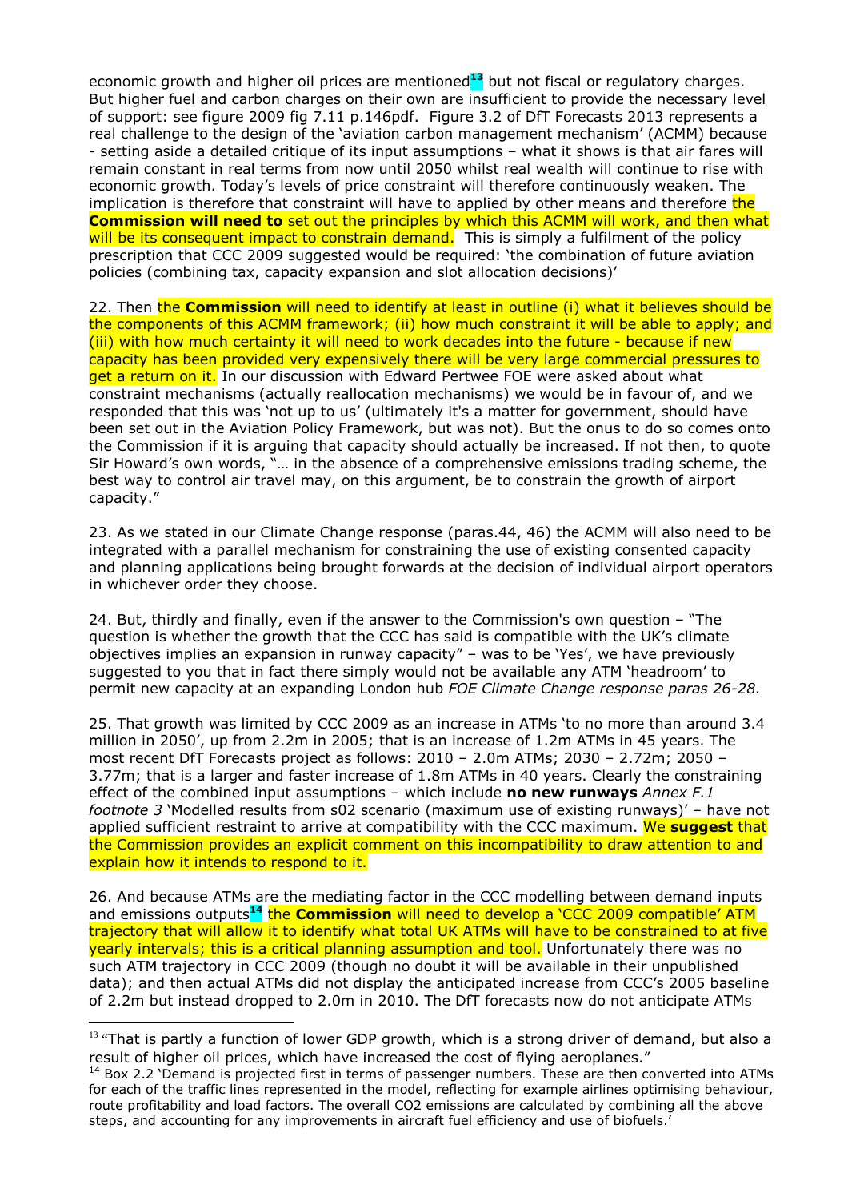economic growth and higher oil prices are mentioned[13] but not fiscal or regulatory charges. But higher fuel and carbon charges on their own are insufficient to provide the necessary level of support: see figure 2009 fig 7.11 p.146pdf. Figure 3.2 of DfT Forecasts 2013 represents a real challenge to the design of the 'aviation carbon management mechanism' (ACMM) because - setting aside a detailed critique of its input assumptions – what it shows is that air fares will remain constant in real terms from now until 2050 whilst real wealth will continue to rise with economic growth. Today's levels of price constraint will therefore continuously weaken. The implication is therefore that constraint will have to applied by other means and therefore the **Commission will need to** set out the principles by which this ACMM will work, and then what will be its consequent impact to constrain demand. This is simply a fulfilment of the policy prescription that CCC 2009 suggested would be required: 'the combination of future aviation policies (combining tax, capacity expansion and slot allocation decisions)'

22. Then the **Commission** will need to identify at least in outline (i) what it believes should be the components of this ACMM framework; (ii) how much constraint it will be able to apply; and (iii) with how much certainty it will need to work decades into the future - because if new capacity has been provided very expensively there will be very large commercial pressures to get a return on it. In our discussion with Edward Pertwee FOE were asked about what constraint mechanisms (actually reallocation mechanisms) we would be in favour of, and we responded that this was 'not up to us' (ultimately it's a matter for government, should have been set out in the Aviation Policy Framework, but was not). But the onus to do so comes onto the Commission if it is arguing that capacity should actually be increased. If not then, to quote Sir Howard's own words, "… in the absence of a comprehensive emissions trading scheme, the best way to control air travel may, on this argument, be to constrain the growth of airport capacity."

23. As we stated in our Climate Change response (paras.44, 46) the ACMM will also need to be integrated with a parallel mechanism for constraining the use of existing consented capacity and planning applications being brought forwards at the decision of individual airport operators in whichever order they choose.

24. But, thirdly and finally, even if the answer to the Commission's own question – "The question is whether the growth that the CCC has said is compatible with the UK's climate objectives implies an expansion in runway capacity" – was to be 'Yes', we have previously suggested to you that in fact there simply would not be available any ATM 'headroom' to permit new capacity at an expanding London hub *FOE Climate Change response paras 26-28.*

25. That growth was limited by CCC 2009 as an increase in ATMs 'to no more than around 3.4 million in 2050', up from 2.2m in 2005; that is an increase of 1.2m ATMs in 45 years. The most recent DfT Forecasts project as follows: 2010 – 2.0m ATMs; 2030 – 2.72m; 2050 – 3.77m; that is a larger and faster increase of 1.8m ATMs in 40 years. Clearly the constraining effect of the combined input assumptions – which include **no new runways** *Annex F.1 footnote 3* 'Modelled results from s02 scenario (maximum use of existing runways)' – have not applied sufficient restraint to arrive at compatibility with the CCC maximum. We **suggest** that the Commission provides an explicit comment on this incompatibility to draw attention to and explain how it intends to respond to it.

26. And because ATMs are the mediating factor in the CCC modelling between demand inputs and emissions outputs[14] the **Commission** will need to develop a 'CCC 2009 compatible' ATM trajectory that will allow it to identify what total UK ATMs will have to be constrained to at five yearly intervals; this is a critical planning assumption and tool. Unfortunately there was no such ATM trajectory in CCC 2009 (though no doubt it will be available in their unpublished data); and then actual ATMs did not display the anticipated increase from CCC's 2005 baseline of 2.2m but instead dropped to 2.0m in 2010. The DfT forecasts now do not anticipate ATMs

---

[13] "That is partly a function of lower GDP growth, which is a strong driver of demand, but also a result of higher oil prices, which have increased the cost of flying aeroplanes."

[14] Box 2.2 'Demand is projected first in terms of passenger numbers. These are then converted into ATMs for each of the traffic lines represented in the model, reflecting for example airlines optimising behaviour, route profitability and load factors. The overall CO2 emissions are calculated by combining all the above steps, and accounting for any improvements in aircraft fuel efficiency and use of biofuels.'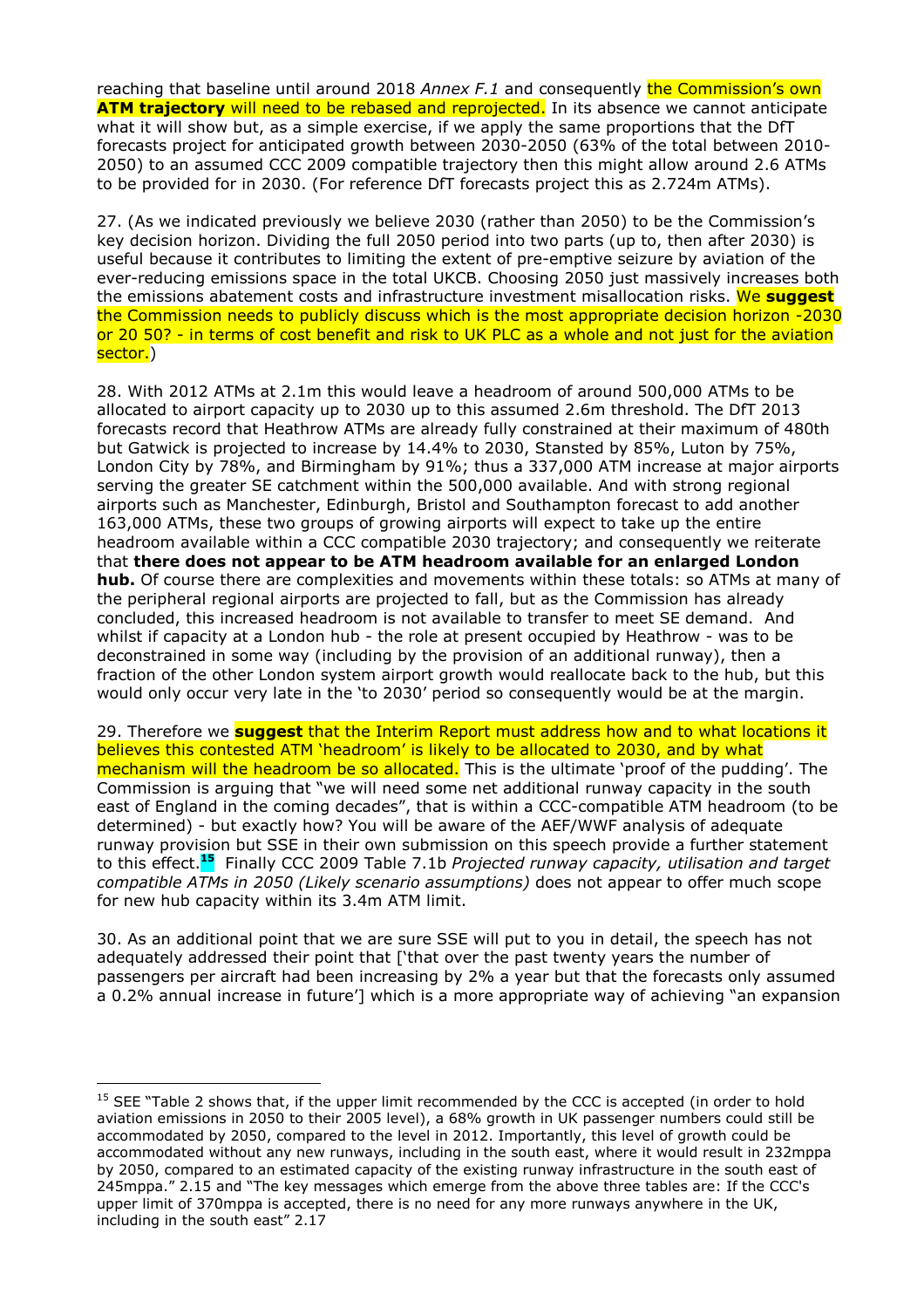reaching that baseline until around 2018 *Annex F.1* and consequently the Commission's own **ATM trajectory** will need to be rebased and reprojected. In its absence we cannot anticipate what it will show but, as a simple exercise, if we apply the same proportions that the DfT forecasts project for anticipated growth between 2030-2050 (63% of the total between 2010-2050) to an assumed CCC 2009 compatible trajectory then this might allow around 2.6 ATMs to be provided for in 2030. (For reference DfT forecasts project this as 2.724m ATMs).

27. (As we indicated previously we believe 2030 (rather than 2050) to be the Commission's key decision horizon. Dividing the full 2050 period into two parts (up to, then after 2030) is useful because it contributes to limiting the extent of pre-emptive seizure by aviation of the ever-reducing emissions space in the total UKCB. Choosing 2050 just massively increases both the emissions abatement costs and infrastructure investment misallocation risks. We **suggest** the Commission needs to publicly discuss which is the most appropriate decision horizon -2030 or 20 50? - in terms of cost benefit and risk to UK PLC as a whole and not just for the aviation sector.)

28. With 2012 ATMs at 2.1m this would leave a headroom of around 500,000 ATMs to be allocated to airport capacity up to 2030 up to this assumed 2.6m threshold. The DfT 2013 forecasts record that Heathrow ATMs are already fully constrained at their maximum of 480th but Gatwick is projected to increase by 14.4% to 2030, Stansted by 85%, Luton by 75%, London City by 78%, and Birmingham by 91%; thus a 337,000 ATM increase at major airports serving the greater SE catchment within the 500,000 available. And with strong regional airports such as Manchester, Edinburgh, Bristol and Southampton forecast to add another 163,000 ATMs, these two groups of growing airports will expect to take up the entire headroom available within a CCC compatible 2030 trajectory; and consequently we reiterate that **there does not appear to be ATM headroom available for an enlarged London hub.** Of course there are complexities and movements within these totals: so ATMs at many of the peripheral regional airports are projected to fall, but as the Commission has already concluded, this increased headroom is not available to transfer to meet SE demand. And whilst if capacity at a London hub - the role at present occupied by Heathrow - was to be deconstrained in some way (including by the provision of an additional runway), then a fraction of the other London system airport growth would reallocate back to the hub, but this would only occur very late in the 'to 2030' period so consequently would be at the margin.

29. Therefore we **suggest** that the Interim Report must address how and to what locations it believes this contested ATM 'headroom' is likely to be allocated to 2030, and by what mechanism will the headroom be so allocated. This is the ultimate 'proof of the pudding'. The Commission is arguing that "we will need some net additional runway capacity in the south east of England in the coming decades", that is within a CCC-compatible ATM headroom (to be determined) - but exactly how? You will be aware of the AEF/WWF analysis of adequate runway provision but SSE in their own submission on this speech provide a further statement to this effect.[15] Finally CCC 2009 Table 7.1b *Projected runway capacity, utilisation and target compatible ATMs in 2050 (Likely scenario assumptions)* does not appear to offer much scope for new hub capacity within its 3.4m ATM limit.

30. As an additional point that we are sure SSE will put to you in detail, the speech has not adequately addressed their point that ['that over the past twenty years the number of passengers per aircraft had been increasing by 2% a year but that the forecasts only assumed a 0.2% annual increase in future'] which is a more appropriate way of achieving "an expansion

---

[15] SEE "Table 2 shows that, if the upper limit recommended by the CCC is accepted (in order to hold aviation emissions in 2050 to their 2005 level), a 68% growth in UK passenger numbers could still be accommodated by 2050, compared to the level in 2012. Importantly, this level of growth could be accommodated without any new runways, including in the south east, where it would result in 232mppa by 2050, compared to an estimated capacity of the existing runway infrastructure in the south east of 245mppa." 2.15 and "The key messages which emerge from the above three tables are: If the CCC's upper limit of 370mppa is accepted, there is no need for any more runways anywhere in the UK, including in the south east" 2.17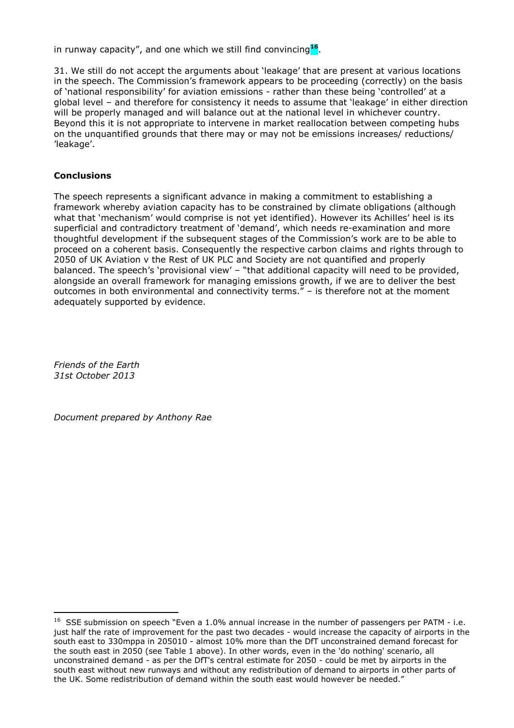in runway capacity", and one which we still find convincing[16].

31. We still do not accept the arguments about 'leakage' that are present at various locations in the speech. The Commission's framework appears to be proceeding (correctly) on the basis of 'national responsibility' for aviation emissions - rather than these being 'controlled' at a global level – and therefore for consistency it needs to assume that 'leakage' in either direction will be properly managed and will balance out at the national level in whichever country. Beyond this it is not appropriate to intervene in market reallocation between competing hubs on the unquantified grounds that there may or may not be emissions increases/ reductions/ 'leakage'.

**Conclusions**

The speech represents a significant advance in making a commitment to establishing a framework whereby aviation capacity has to be constrained by climate obligations (although what that 'mechanism' would comprise is not yet identified). However its Achilles' heel is its superficial and contradictory treatment of 'demand', which needs re-examination and more thoughtful development if the subsequent stages of the Commission's work are to be able to proceed on a coherent basis. Consequently the respective carbon claims and rights through to 2050 of UK Aviation v the Rest of UK PLC and Society are not quantified and properly balanced. The speech's 'provisional view' – "that additional capacity will need to be provided, alongside an overall framework for managing emissions growth, if we are to deliver the best outcomes in both environmental and connectivity terms." – is therefore not at the moment adequately supported by evidence.

*Friends of the Earth*
*31st October 2013*

*Document prepared by Anthony Rae*

[16] SSE submission on speech "Even a 1.0% annual increase in the number of passengers per PATM - i.e. just half the rate of improvement for the past two decades - would increase the capacity of airports in the south east to 330mppa in 205010 - almost 10% more than the DfT unconstrained demand forecast for the south east in 2050 (see Table 1 above). In other words, even in the 'do nothing' scenario, all unconstrained demand - as per the DfT's central estimate for 2050 - could be met by airports in the south east without new runways and without any redistribution of demand to airports in other parts of the UK. Some redistribution of demand within the south east would however be needed."